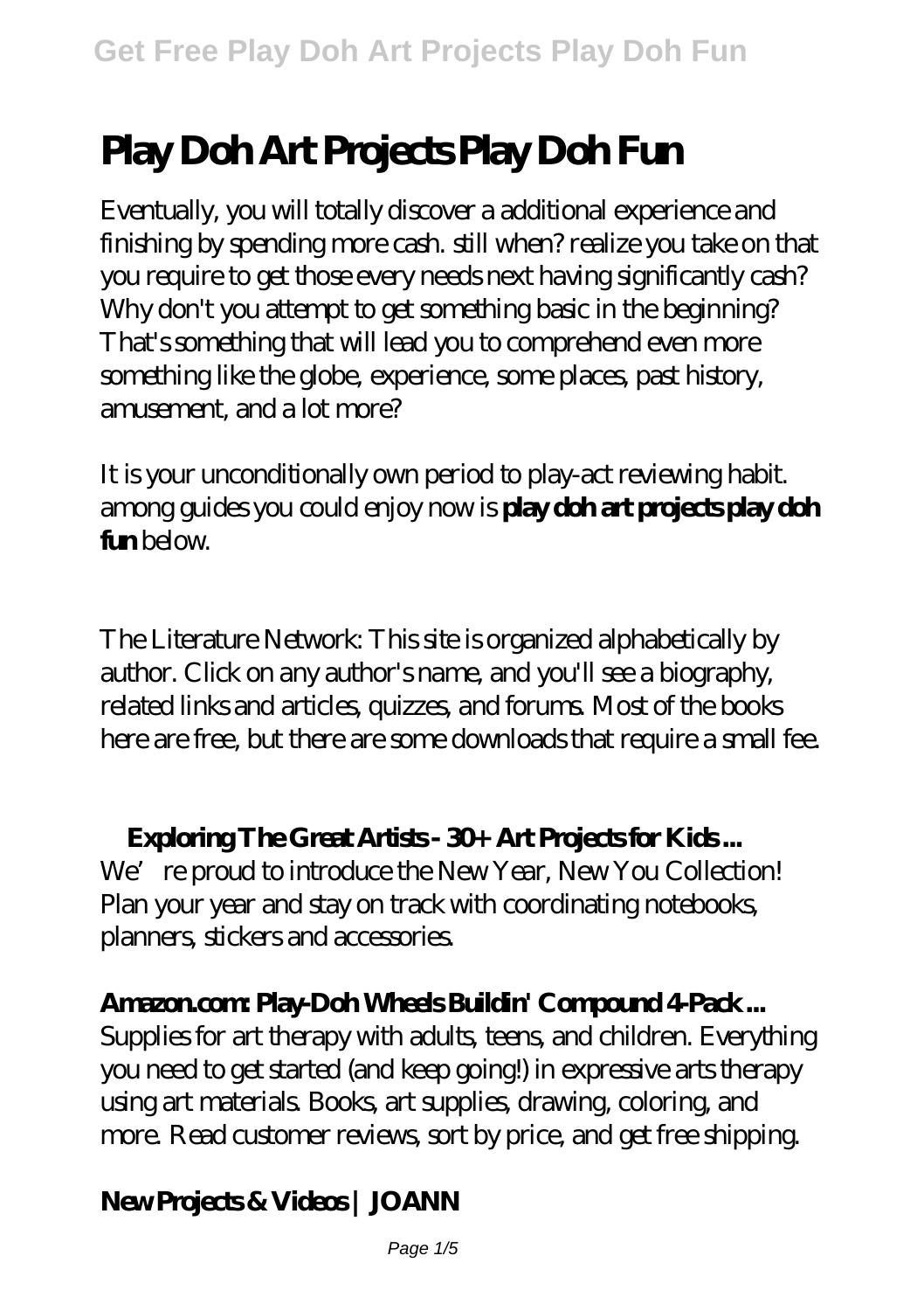# Play Doh Art Projects Play Doh Fun

Eventually, you will totally discover a additional experience and finishing by spending more cash. still when? realize you take on that you require to get those every needs next having significantly cash? Why don't you attempt to get something basic in the beginning? That's something that will lead you to comprehend even more something like the globe, experience, some places, past history, amusement, and a lot more?

It is your unconditionally own period to play-act reviewing habit. among guides you could enjoy now is **play doh art projects play doh fun** below.

The Literature Network: This site is organized alphabetically by author. Click on any author's name, and you'll see a biography, related links and articles, quizzes, and forums. Most of the books here are free, but there are some downloads that require a small fee.

## Exploring The Great Artists - 30+ Art Projects for Kids ...

We're proud to introduce the New Year, New You Collection! Plan your year and stay on track with coordinating notebooks, planners, stickers and accessories.

## Amazon.com: Play-Doh Wheels Buildin' Compound 4-Pack ...

Supplies for art therapy with adults, teens, and children. Everything you need to get started (and keep going!) in expressive arts therapy using art materials. Books, art supplies, drawing, coloring, and more. Read customer reviews, sort by price, and get free shipping.

## New Projects & Videos | JOANN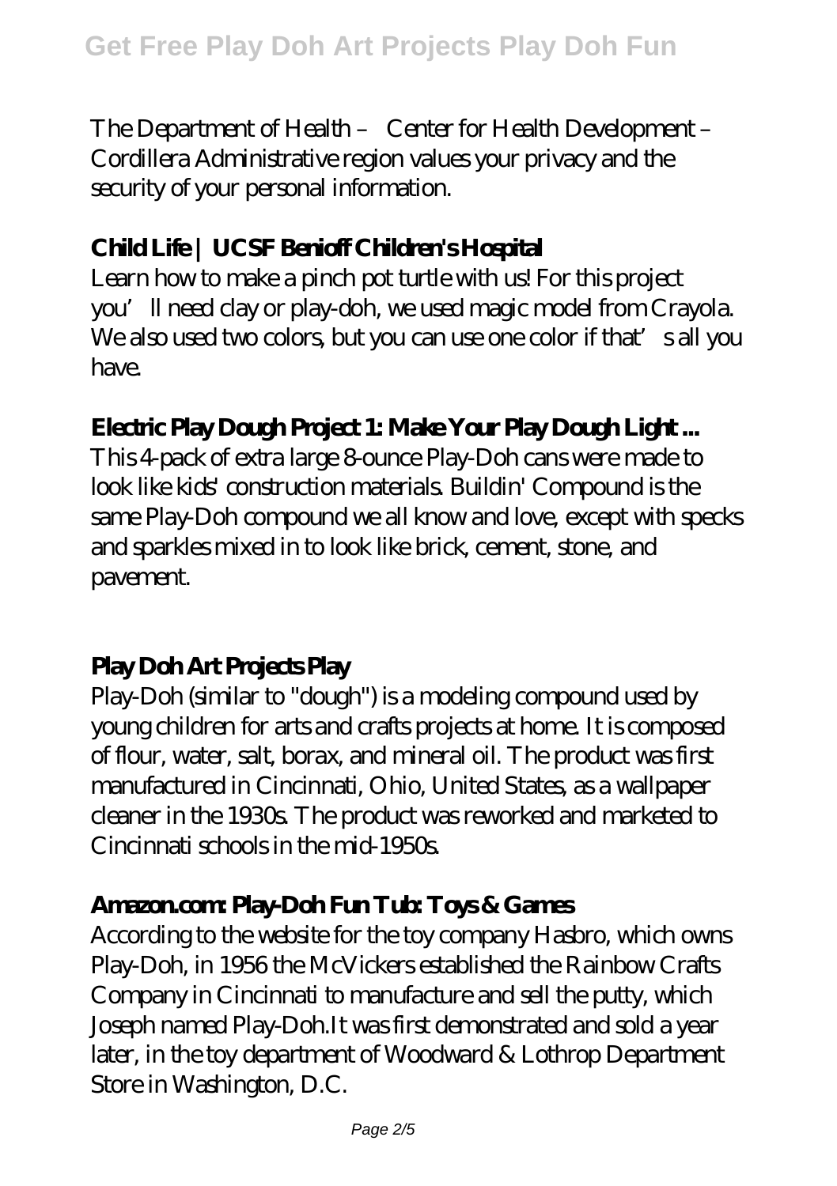The Department of Health – Center for Health Development – Cordillera Administrative region values your privacy and the security of your personal information.

### Child Life | UCSF Benioff Children's Hospital

Learn how to make a pinch pot turtle with us! For this project you'll need clay or play-doh, we used magic model from Crayola. We also used two colors, but you can use one color if that's all you have.

### Electric Play Dough Project 1: Make Your Play Dough Light ...

This 4-pack of extra large 8-ounce Play-Doh cans were made to look like kids' construction materials. Buildin' Compound is the same Play-Doh compound we all know and love, except with specks and sparkles mixed in to look like brick, cement, stone, and pavement.

### Play Doh Art Projects Play

Play-Doh (similar to "dough") is a modeling compound used by young children for arts and crafts projects at home. It is composed of flour, water, salt, borax, and mineral oil. The product was first manufactured in Cincinnati, Ohio, United States, as a wallpaper cleaner in the 1930s. The product was reworked and marketed to Cincinnati schools in the mid-1950s.

### Amazon.com: Play-Doh Fun Tub: Toys & Games

According to the website for the toy company Hasbro, which owns Play-Doh, in 1956 the McVickers established the Rainbow Crafts Company in Cincinnati to manufacture and sell the putty, which Joseph named Play-Doh.It was first demonstrated and sold a year later, in the toy department of Woodward & Lothrop Department Store in Washington, D.C.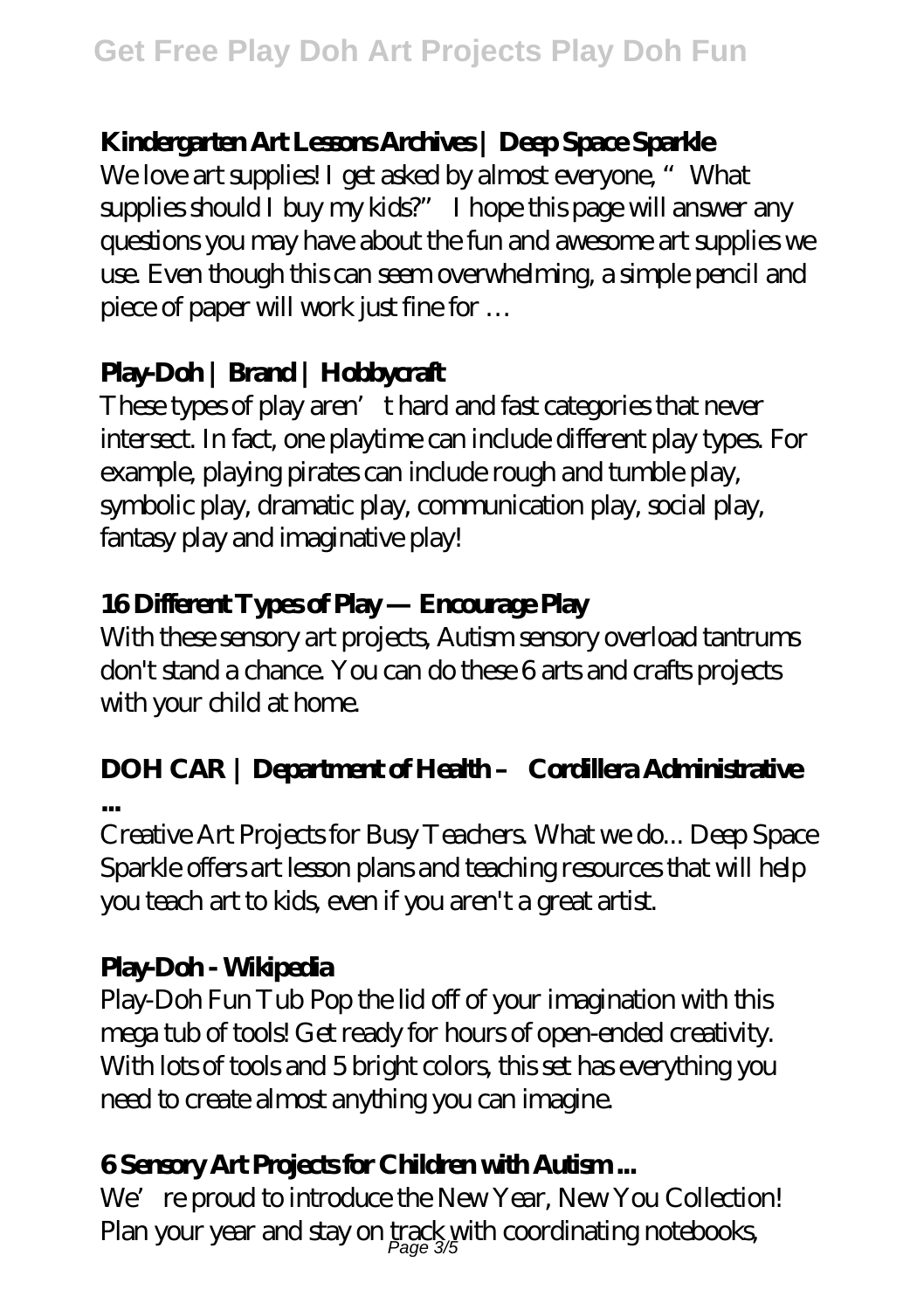## Kindergarten Art Lessons Archives | Deep Space Sparkle

We love art supplies! I get asked by almost everyone, " What supplies should I buy my kids?" I hope this page will answer any questions you may have about the fun and awesome art supplies we use. Even though this can seem overwhelming, a simple pencil and piece of paper will work just fine for …

## Play-Doh | Brand | Hobbycraft

These types of play aren't hard and fast categories that never intersect. In fact, one playtime can include different play types. For example, playing pirates can include rough and tumble play, symbolic play, dramatic play, communication play, social play, fantasy play and imaginative play!

## 16 Different Types of Play — Encourage Play

With these sensory art projects, Autism sensory overload tantrums don't stand a chance. You can do these 6 arts and crafts projects with your child at home.

## DOH CAR | Department of Health – Cordillera Administrative ...

Creative Art Projects for Busy Teachers. What we do... Deep Space Sparkle offers art lesson plans and teaching resources that will help you teach art to kids, even if you aren't a great artist.

## Play-Doh - Wikipedia

Play-Doh Fun Tub Pop the lid off of your imagination with this mega tub of tools! Get ready for hours of open-ended creativity. With lots of tools and 5 bright colors, this set has everything you need to create almost anything you can imagine.

## 6 Sensory Art Projects for Children with Autism ...

We're proud to introduce the New Year, New You Collection! Plan your year and stay on track with coordinating notebooks,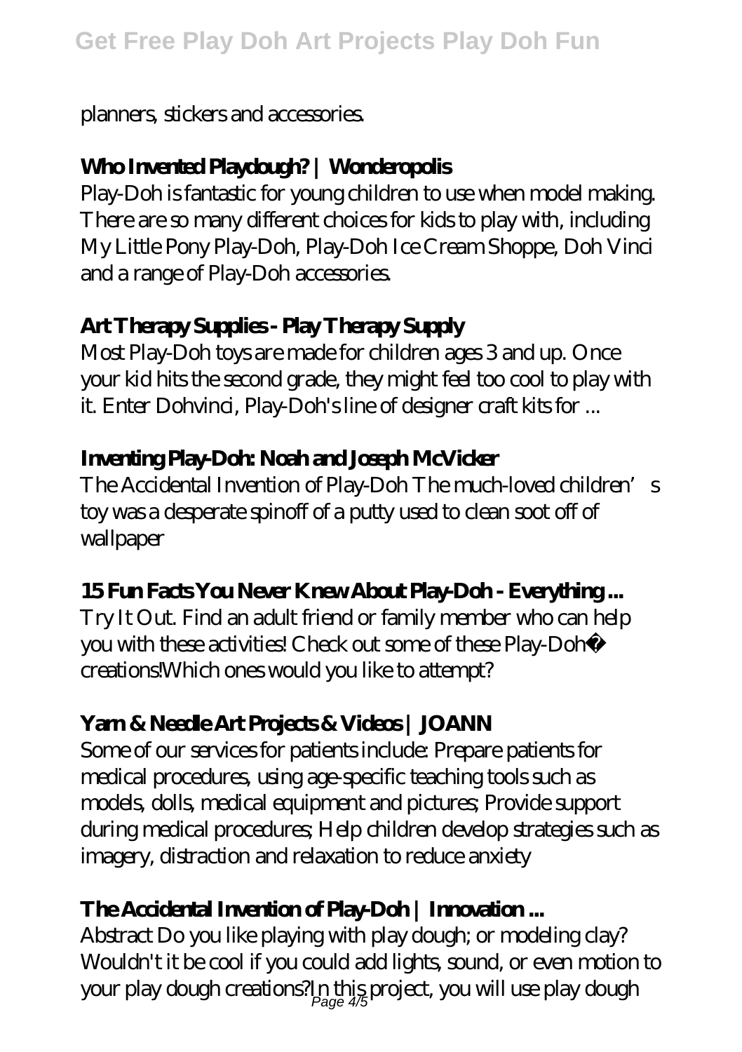planners, stickers and accessories.

## Who Invented Playdough? | Wonderopolis

Play-Doh is fantastic for young children to use when model making. There are so many different choices for kids to play with, including My Little Pony Play-Doh, Play-Doh Ice Cream Shoppe, Doh Vinci and a range of Play-Doh accessories.

## Art Therapy Supplies - Play Therapy Supply

Most Play-Doh toys are made for children ages 3 and up. Once your kid hits the second grade, they might feel too cool to play with it. Enter Dohvinci, Play-Doh's line of designer craft kits for ...

## Inventing Play-Doh: Noah and Joseph McVicker

The Accidental Invention of Play-Doh The much-loved children's toy was a desperate spinoff of a putty used to clean soot off of wallpaper

## 15 Fun Facts You Never Knew About Play-Doh - Everything ...

Try It Out. Find an adult friend or family member who can help you with these activities! Check out some of these Play-Doh® creations!Which ones would you like to attempt?

## Yarn & Needle Art Projects & Videos | JOANN

Some of our services for patients include: Prepare patients for medical procedures, using age-specific teaching tools such as models, dolls, medical equipment and pictures; Provide support during medical procedures; Help children develop strategies such as imagery, distraction and relaxation to reduce anxiety

## The Accidental Invention of Play-Doh | Innovation ...

Abstract Do you like playing with play dough; or modeling clay? Wouldn't it be cool if you could add lights, sound, or even motion to your play dough creations?In this project, you will use play dough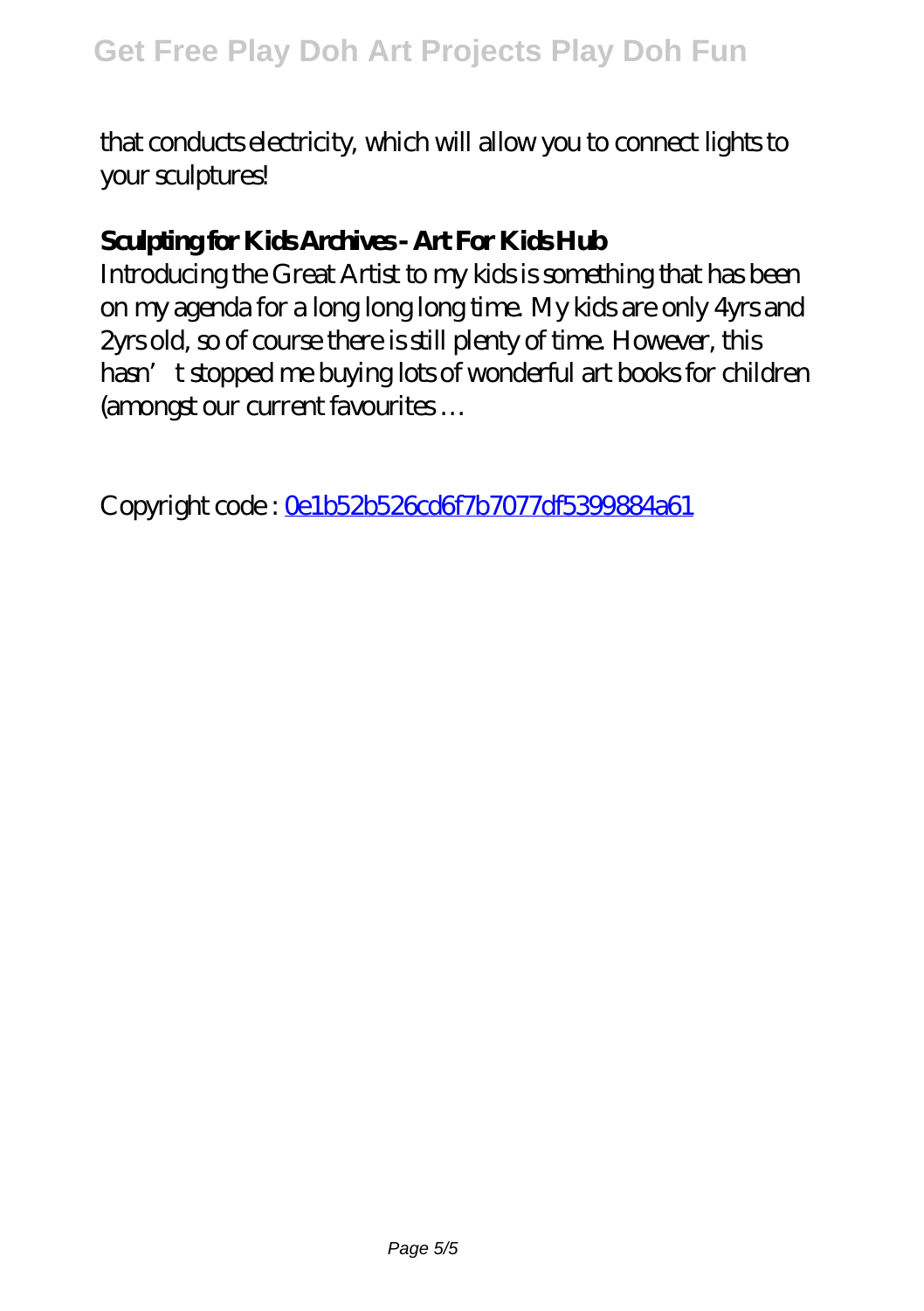that conducts electricity, which will allow you to connect lights to your sculptures!

**Sculpting for Kids Archives - Art For Kids Hub**

Introducing the Great Artist to my kids is something that has been on my agenda for a long long long time. My kids are only 4yrs and 2yrs old, so of course there is still plenty of time. However, this hasn't stopped me buying lots of wonderful art books for children (amongst our current favourites …

Copyright code : 0e1b52b526cd6f7b7077df5399884a61